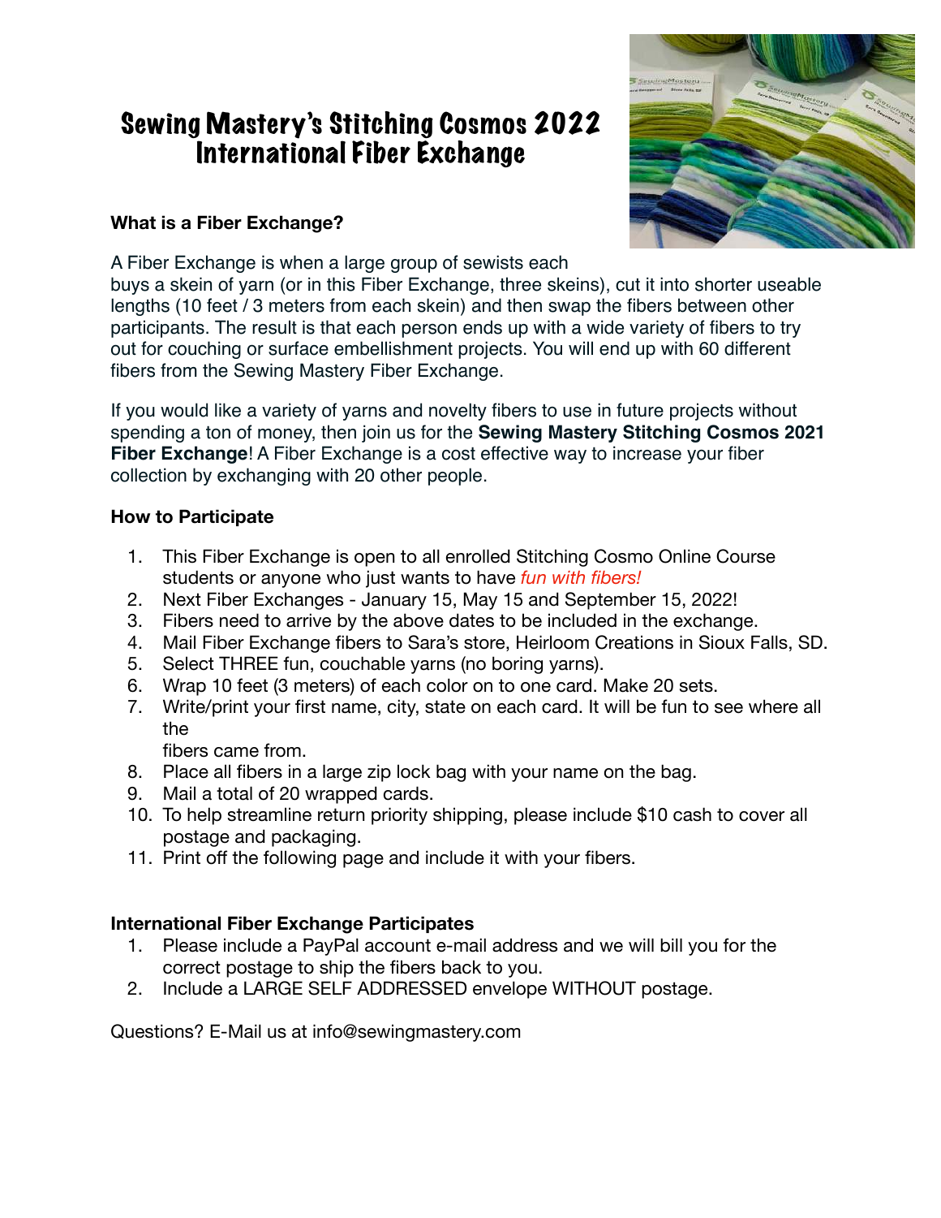# Sewing Mastery's Stitching Cosmos 2022 International Fiber Exchange

**What is a Fiber Exchange?**

A Fiber Exchange is when a large group of sewists each buys a skein of yarn (or in this Fiber Exchange, three skeins), cut it into shorter useable lengths (10 feet / 3 meters from each skein) and then swap the fibers between other participants. The result is that each person ends up with a wide variety of fibers to try out for couching or surface embellishment projects. You will end up with 60 different fibers from the Sewing Mastery Fiber Exchange.

If you would like a variety of yarns and novelty fibers to use in future projects without spending a ton of money, then join us for the **Sewing Mastery Stitching Cosmos 2021 Fiber Exchange**! A Fiber Exchange is a cost effective way to increase your fiber collection by exchanging with 20 other people.

**How to Participate**

1. This Fiber Exchange is open to all enrolled Stitching Cosmo Online Course students or anyone who just wants to have *fun with fibers!*
2. Next Fiber Exchanges - January 15, May 15 and September 15, 2022!
3. Fibers need to arrive by the above dates to be included in the exchange.
4. Mail Fiber Exchange fibers to Sara's store, Heirloom Creations in Sioux Falls, SD.
5. Select THREE fun, couchable yarns (no boring yarns).
6. Wrap 10 feet (3 meters) of each color on to one card. Make 20 sets.
7. Write/print your first name, city, state on each card. It will be fun to see where all the fibers came from.
8. Place all fibers in a large zip lock bag with your name on the bag.
9. Mail a total of 20 wrapped cards.
10. To help streamline return priority shipping, please include $10 cash to cover all postage and packaging.
11. Print off the following page and include it with your fibers.

**International Fiber Exchange Participates**

1. Please include a PayPal account e-mail address and we will bill you for the correct postage to ship the fibers back to you.
2. Include a LARGE SELF ADDRESSED envelope WITHOUT postage.

Questions? E-Mail us at info@sewingmastery.com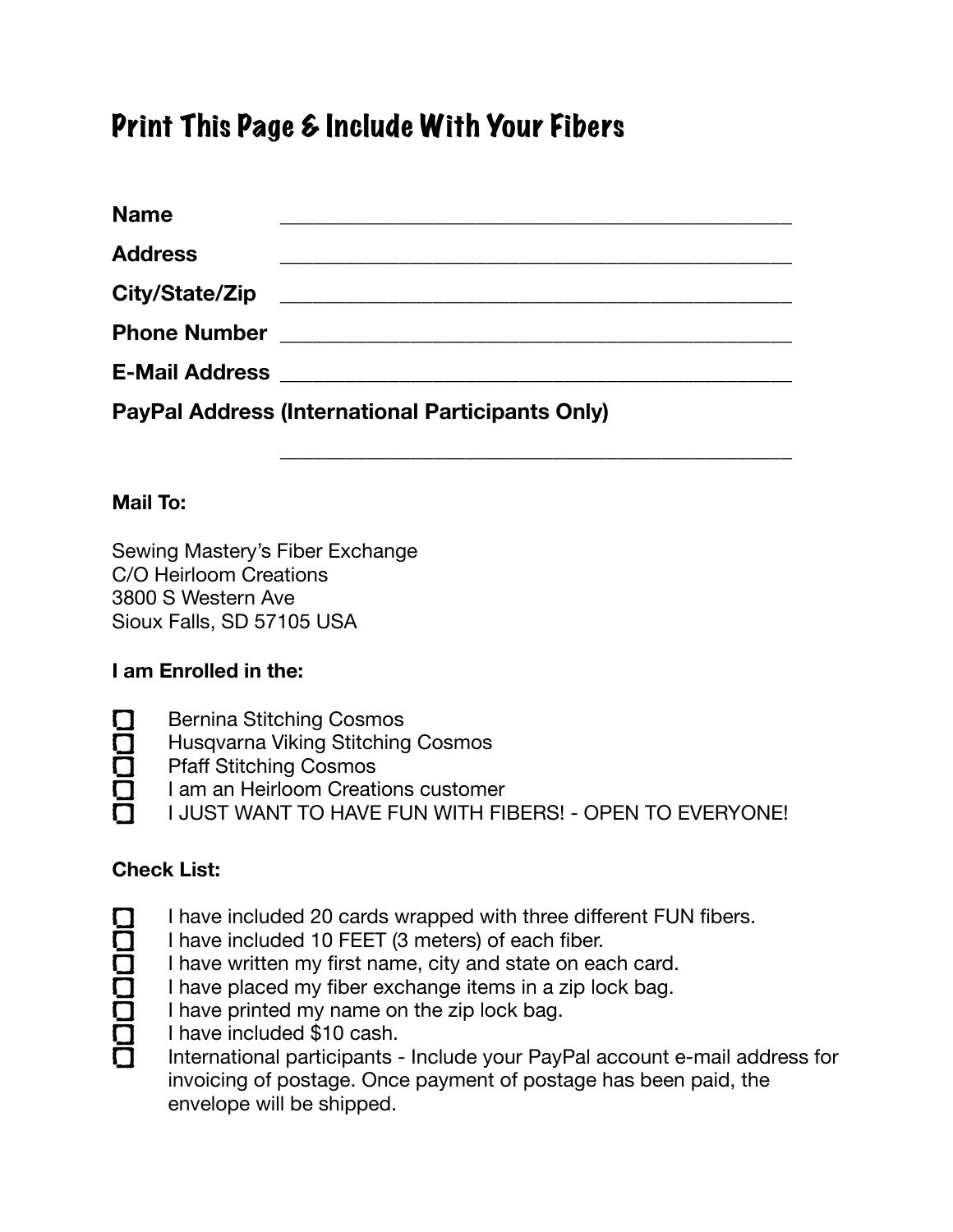# Print This Page & Include With Your Fibers

**Name** ______________________________________________

**Address** ______________________________________________

**City/State/Zip** ______________________________________________

**Phone Number** ______________________________________________

**E-Mail Address** ______________________________________________

**PayPal Address (International Participants Only)**

______________________________________________

**Mail To:**

Sewing Mastery's Fiber Exchange
C/O Heirloom Creations
3800 S Western Ave
Sioux Falls, SD 57105 USA

**I am Enrolled in the:**

- ☐ Bernina Stitching Cosmos
- ☐ Husqvarna Viking Stitching Cosmos
- ☐ Pfaff Stitching Cosmos
- ☐ I am an Heirloom Creations customer
- ☐ I JUST WANT TO HAVE FUN WITH FIBERS! - OPEN TO EVERYONE!

**Check List:**

- ☐ I have included 20 cards wrapped with three different FUN fibers.
- ☐ I have included 10 FEET (3 meters) of each fiber.
- ☐ I have written my first name, city and state on each card.
- ☐ I have placed my fiber exchange items in a zip lock bag.
- ☐ I have printed my name on the zip lock bag.
- ☐ I have included $10 cash.
- ☐ International participants - Include your PayPal account e-mail address for invoicing of postage. Once payment of postage has been paid, the envelope will be shipped.